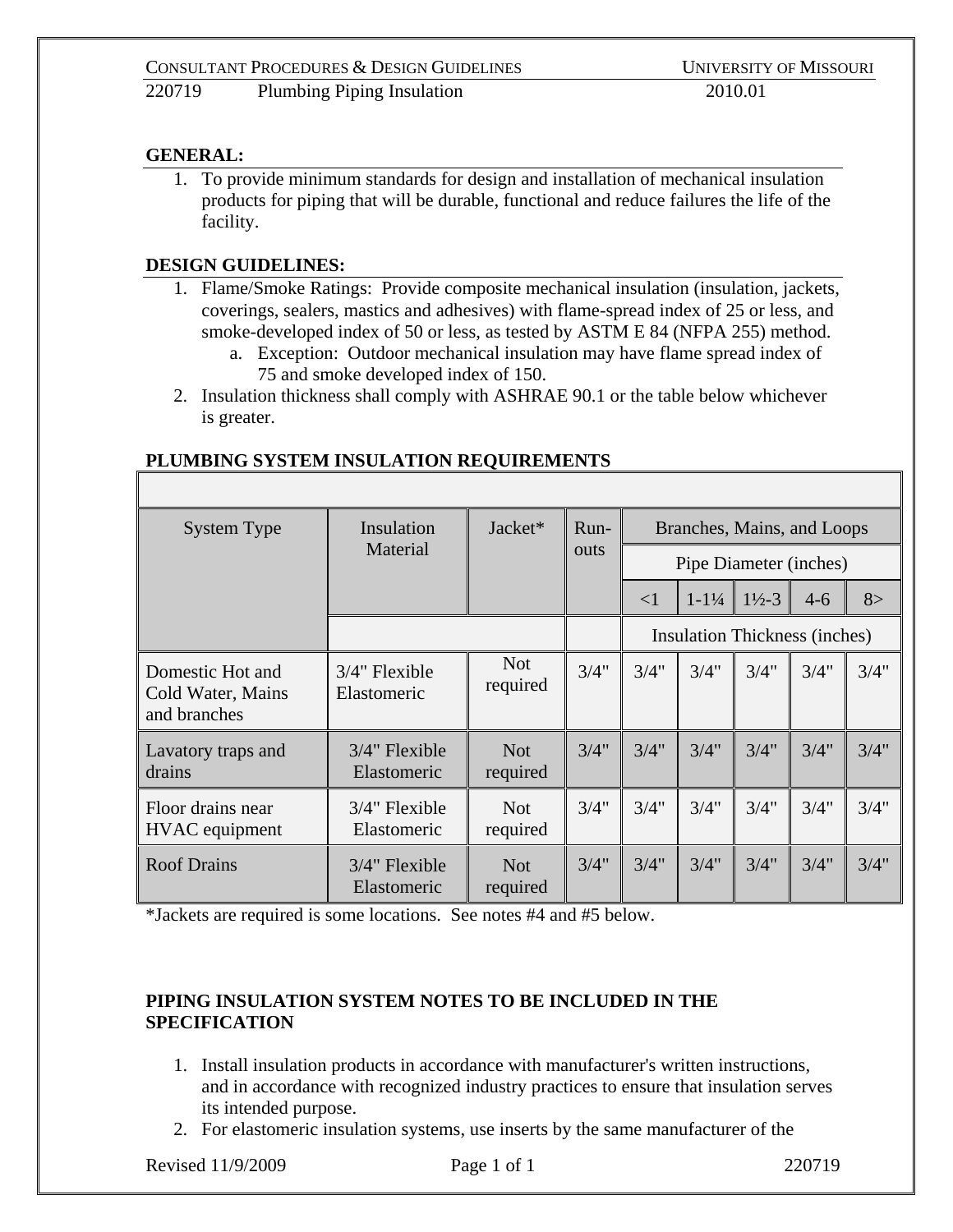**GENERAL:**

1. To provide minimum standards for design and installation of mechanical insulation products for piping that will be durable, functional and reduce failures the life of the facility.

**DESIGN GUIDELINES:**

1. Flame/Smoke Ratings: Provide composite mechanical insulation (insulation, jackets, coverings, sealers, mastics and adhesives) with flame-spread index of 25 or less, and smoke-developed index of 50 or less, as tested by ASTM E 84 (NFPA 255) method.
   a. Exception: Outdoor mechanical insulation may have flame spread index of 75 and smoke developed index of 150.
2. Insulation thickness shall comply with ASHRAE 90.1 or the table below whichever is greater.

**PLUMBING SYSTEM INSULATION REQUIREMENTS**

| System Type | Insulation Material | Jacket* | Run-outs | Branches, Mains, and Loops | | | | |
|---|---|---|---|---|---|---|---|---|
| | | | | Pipe Diameter (inches) | | | | |
| | | | | <1 | 1-1¼ | 1½-3 | 4-6 | 8> |
| | | | | Insulation Thickness (inches) | | | | |
| Domestic Hot and Cold Water, Mains and branches | 3/4" Flexible Elastomeric | Not required | 3/4" | 3/4" | 3/4" | 3/4" | 3/4" | 3/4" |
| Lavatory traps and drains | 3/4" Flexible Elastomeric | Not required | 3/4" | 3/4" | 3/4" | 3/4" | 3/4" | 3/4" |
| Floor drains near HVAC equipment | 3/4" Flexible Elastomeric | Not required | 3/4" | 3/4" | 3/4" | 3/4" | 3/4" | 3/4" |
| Roof Drains | 3/4" Flexible Elastomeric | Not required | 3/4" | 3/4" | 3/4" | 3/4" | 3/4" | 3/4" |

*Jackets are required is some locations. See notes #4 and #5 below.

**PIPING INSULATION SYSTEM NOTES TO BE INCLUDED IN THE SPECIFICATION**

1. Install insulation products in accordance with manufacturer's written instructions, and in accordance with recognized industry practices to ensure that insulation serves its intended purpose.
2. For elastomeric insulation systems, use inserts by the same manufacturer of the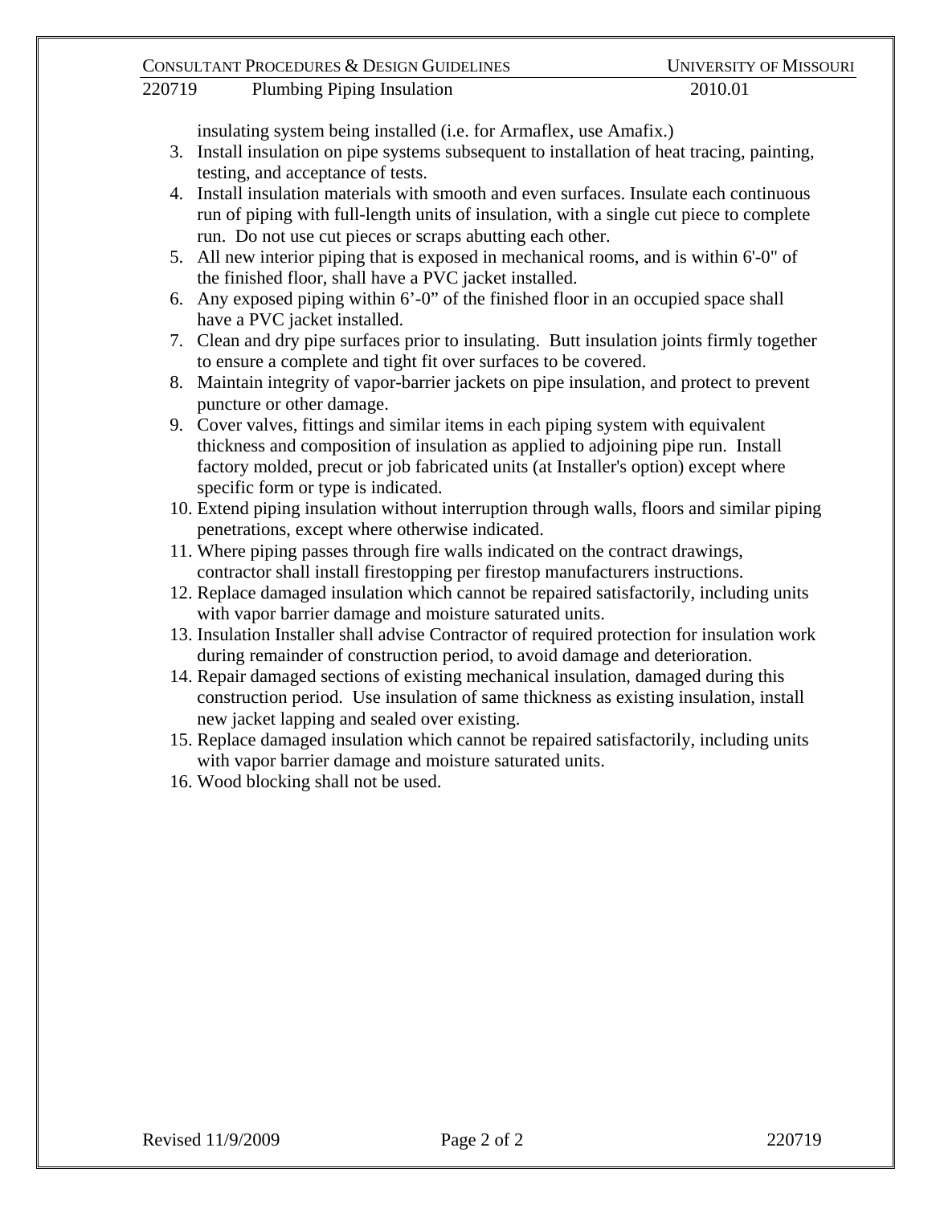insulating system being installed (i.e. for Armaflex, use Amafix.)

3. Install insulation on pipe systems subsequent to installation of heat tracing, painting, testing, and acceptance of tests.
4. Install insulation materials with smooth and even surfaces. Insulate each continuous run of piping with full-length units of insulation, with a single cut piece to complete run. Do not use cut pieces or scraps abutting each other.
5. All new interior piping that is exposed in mechanical rooms, and is within 6'-0" of the finished floor, shall have a PVC jacket installed.
6. Any exposed piping within 6'-0" of the finished floor in an occupied space shall have a PVC jacket installed.
7. Clean and dry pipe surfaces prior to insulating. Butt insulation joints firmly together to ensure a complete and tight fit over surfaces to be covered.
8. Maintain integrity of vapor-barrier jackets on pipe insulation, and protect to prevent puncture or other damage.
9. Cover valves, fittings and similar items in each piping system with equivalent thickness and composition of insulation as applied to adjoining pipe run. Install factory molded, precut or job fabricated units (at Installer's option) except where specific form or type is indicated.
10. Extend piping insulation without interruption through walls, floors and similar piping penetrations, except where otherwise indicated.
11. Where piping passes through fire walls indicated on the contract drawings, contractor shall install firestopping per firestop manufacturers instructions.
12. Replace damaged insulation which cannot be repaired satisfactorily, including units with vapor barrier damage and moisture saturated units.
13. Insulation Installer shall advise Contractor of required protection for insulation work during remainder of construction period, to avoid damage and deterioration.
14. Repair damaged sections of existing mechanical insulation, damaged during this construction period. Use insulation of same thickness as existing insulation, install new jacket lapping and sealed over existing.
15. Replace damaged insulation which cannot be repaired satisfactorily, including units with vapor barrier damage and moisture saturated units.
16. Wood blocking shall not be used.